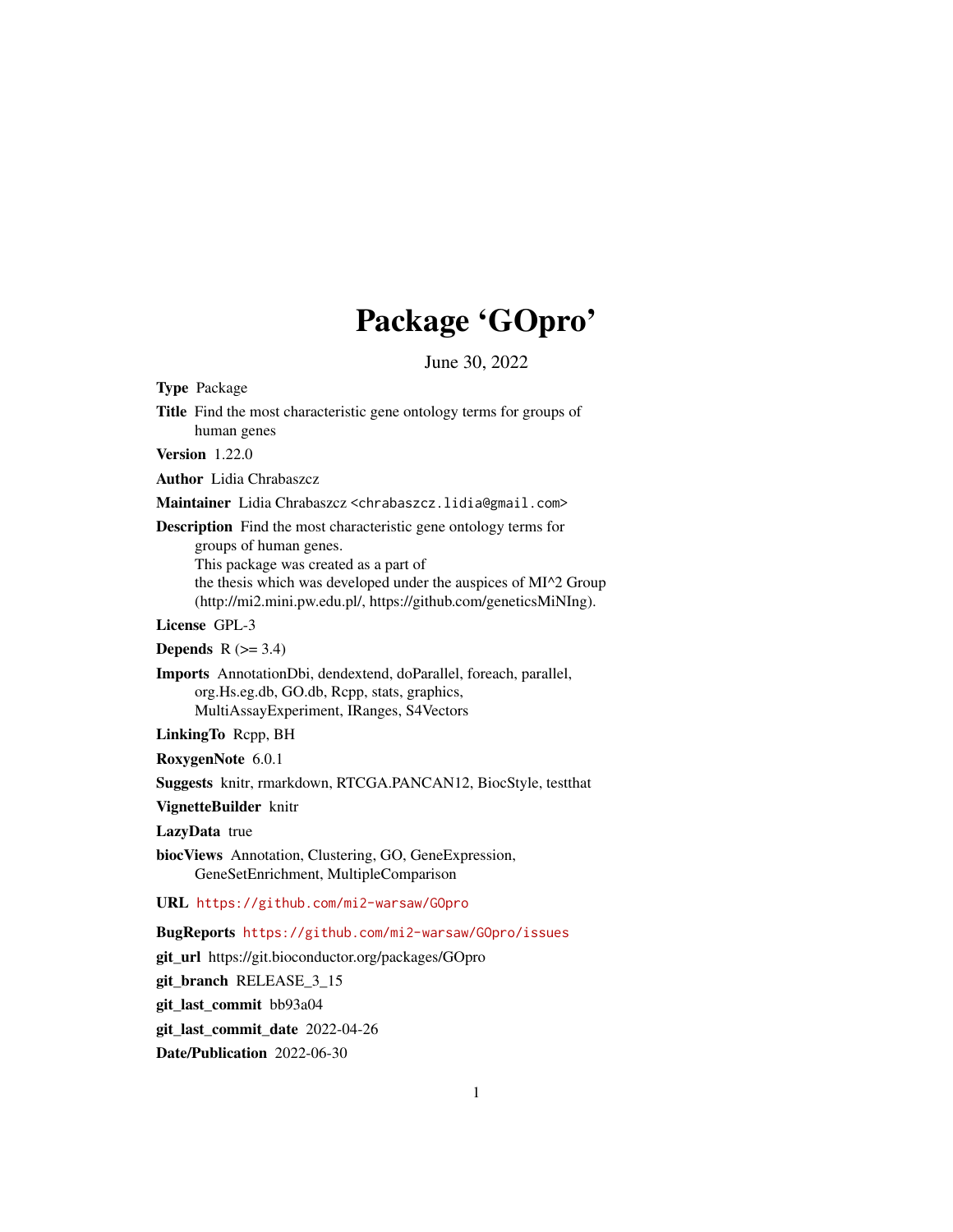# Package 'GOpro'

June 30, 2022

**Type** Package

**Title** Find the most characteristic gene ontology terms for groups of human genes

**Version** 1.22.0

**Author** Lidia Chrabaszcz

**Maintainer** Lidia Chrabaszcz <chrabaszcz.lidia@gmail.com>

**Description** Find the most characteristic gene ontology terms for groups of human genes.
This package was created as a part of the thesis which was developed under the auspices of MI^2 Group (http://mi2.mini.pw.edu.pl/, https://github.com/geneticsMiNIng).

**License** GPL-3

**Depends** R (>= 3.4)

**Imports** AnnotationDbi, dendextend, doParallel, foreach, parallel, org.Hs.eg.db, GO.db, Rcpp, stats, graphics, MultiAssayExperiment, IRanges, S4Vectors

**LinkingTo** Rcpp, BH

**RoxygenNote** 6.0.1

**Suggests** knitr, rmarkdown, RTCGA.PANCAN12, BiocStyle, testthat

**VignetteBuilder** knitr

**LazyData** true

**biocViews** Annotation, Clustering, GO, GeneExpression, GeneSetEnrichment, MultipleComparison

**URL** https://github.com/mi2-warsaw/GOpro

**BugReports** https://github.com/mi2-warsaw/GOpro/issues

**git_url** https://git.bioconductor.org/packages/GOpro

**git_branch** RELEASE_3_15

**git_last_commit** bb93a04

**git_last_commit_date** 2022-04-26

**Date/Publication** 2022-06-30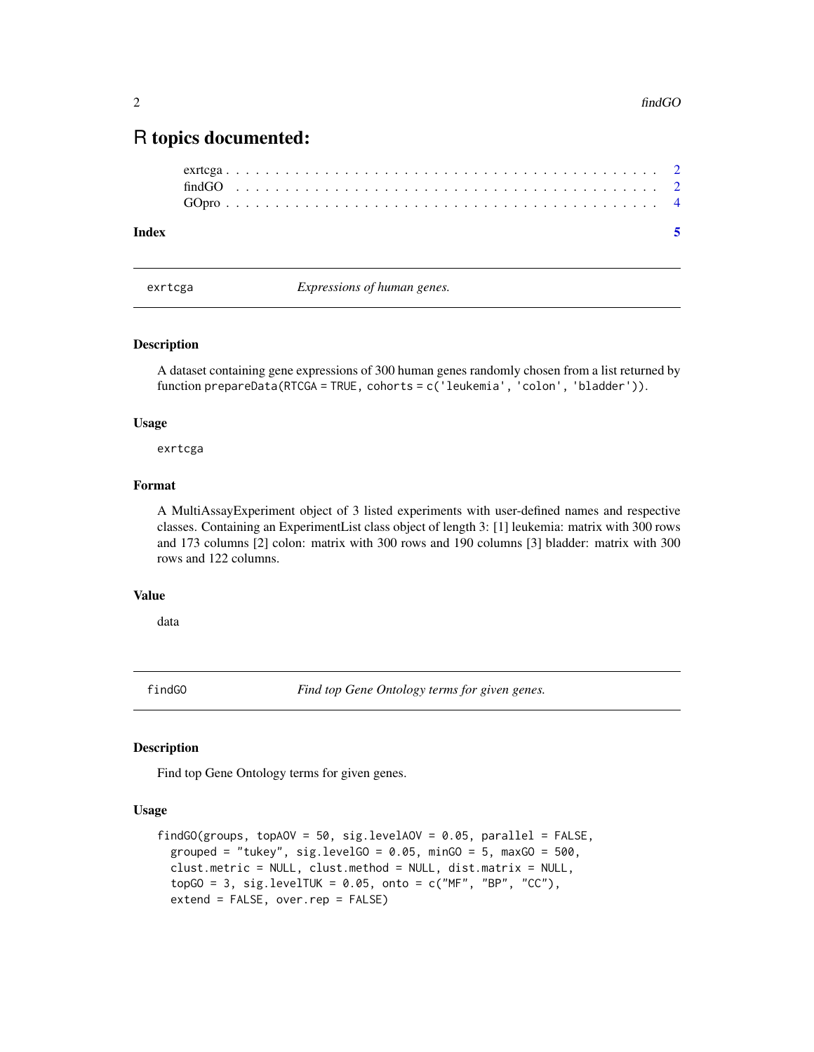# R topics documented:

exrtcga . . . . . . . . . . . . . . . . . . . . . . . . . . . . . . . . . . . . . . . . 2
findGO . . . . . . . . . . . . . . . . . . . . . . . . . . . . . . . . . . . . . . . . 2
GOpro . . . . . . . . . . . . . . . . . . . . . . . . . . . . . . . . . . . . . . . . 4

**Index** **5**

---

exrtcga *Expressions of human genes.*

---

### Description

A dataset containing gene expressions of 300 human genes randomly chosen from a list returned by function `prepareData(RTCGA = TRUE, cohorts = c('leukemia', 'colon', 'bladder'))`.

### Usage

```
exrtcga
```

### Format

A MultiAssayExperiment object of 3 listed experiments with user-defined names and respective classes. Containing an ExperimentList class object of length 3: [1] leukemia: matrix with 300 rows and 173 columns [2] colon: matrix with 300 rows and 190 columns [3] bladder: matrix with 300 rows and 122 columns.

### Value

data

---

findGO *Find top Gene Ontology terms for given genes.*

---

### Description

Find top Gene Ontology terms for given genes.

### Usage

```
findGO(groups, topAOV = 50, sig.levelAOV = 0.05, parallel = FALSE,
  grouped = "tukey", sig.levelGO = 0.05, minGO = 5, maxGO = 500,
  clust.metric = NULL, clust.method = NULL, dist.matrix = NULL,
  topGO = 3, sig.levelTUK = 0.05, onto = c("MF", "BP", "CC"),
  extend = FALSE, over.rep = FALSE)
```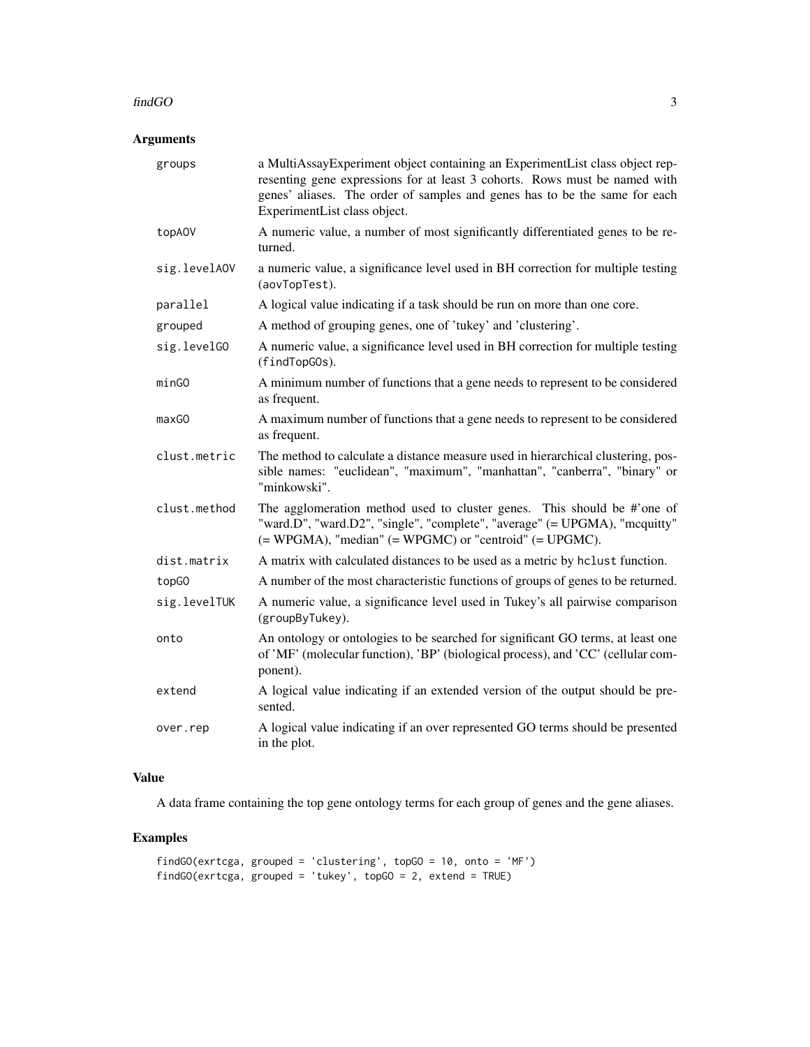## Arguments

| | |
|---|---|
| `groups` | a MultiAssayExperiment object containing an ExperimentList class object representing gene expressions for at least 3 cohorts. Rows must be named with genes' aliases. The order of samples and genes has to be the same for each ExperimentList class object. |
| `topAOV` | A numeric value, a number of most significantly differentiated genes to be returned. |
| `sig.levelAOV` | a numeric value, a significance level used in BH correction for multiple testing (`aovTopTest`). |
| `parallel` | A logical value indicating if a task should be run on more than one core. |
| `grouped` | A method of grouping genes, one of 'tukey' and 'clustering'. |
| `sig.levelGO` | A numeric value, a significance level used in BH correction for multiple testing (`findTopGOs`). |
| `minGO` | A minimum number of functions that a gene needs to represent to be considered as frequent. |
| `maxGO` | A maximum number of functions that a gene needs to represent to be considered as frequent. |
| `clust.metric` | The method to calculate a distance measure used in hierarchical clustering, possible names: "euclidean", "maximum", "manhattan", "canberra", "binary" or "minkowski". |
| `clust.method` | The agglomeration method used to cluster genes. This should be #'one of "ward.D", "ward.D2", "single", "complete", "average" (= UPGMA), "mcquitty" (= WPGMA), "median" (= WPGMC) or "centroid" (= UPGMC). |
| `dist.matrix` | A matrix with calculated distances to be used as a metric by `hclust` function. |
| `topGO` | A number of the most characteristic functions of groups of genes to be returned. |
| `sig.levelTUK` | A numeric value, a significance level used in Tukey's all pairwise comparison (`groupByTukey`). |
| `onto` | An ontology or ontologies to be searched for significant GO terms, at least one of 'MF' (molecular function), 'BP' (biological process), and 'CC' (cellular component). |
| `extend` | A logical value indicating if an extended version of the output should be presented. |
| `over.rep` | A logical value indicating if an over represented GO terms should be presented in the plot. |

## Value

A data frame containing the top gene ontology terms for each group of genes and the gene aliases.

## Examples

```
findGO(exrtcga, grouped = 'clustering', topGO = 10, onto = 'MF')
findGO(exrtcga, grouped = 'tukey', topGO = 2, extend = TRUE)
```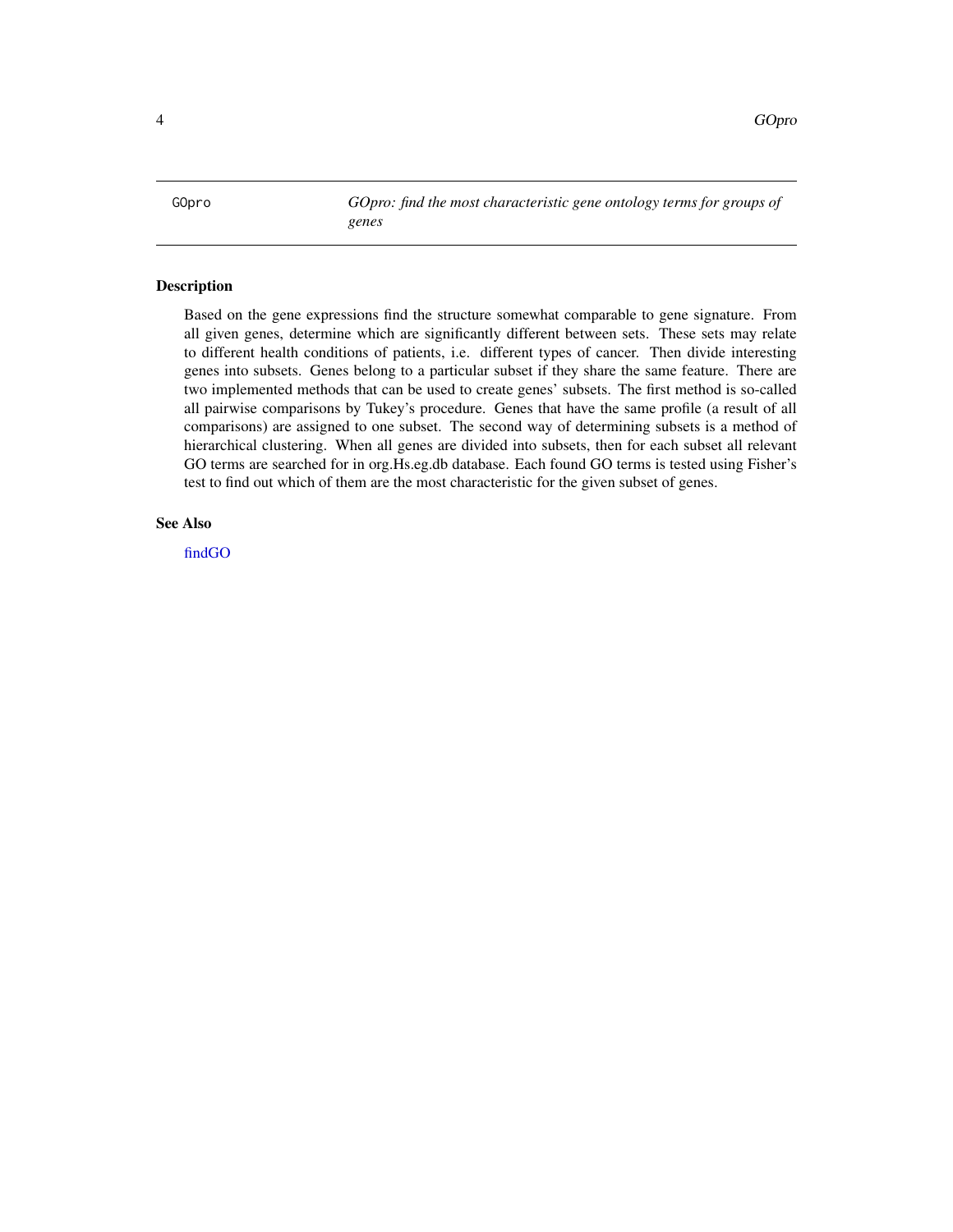GOpro *GOpro: find the most characteristic gene ontology terms for groups of genes*

---

## Description

Based on the gene expressions find the structure somewhat comparable to gene signature. From all given genes, determine which are significantly different between sets. These sets may relate to different health conditions of patients, i.e. different types of cancer. Then divide interesting genes into subsets. Genes belong to a particular subset if they share the same feature. There are two implemented methods that can be used to create genes' subsets. The first method is so-called all pairwise comparisons by Tukey's procedure. Genes that have the same profile (a result of all comparisons) are assigned to one subset. The second way of determining subsets is a method of hierarchical clustering. When all genes are divided into subsets, then for each subset all relevant GO terms are searched for in org.Hs.eg.db database. Each found GO terms is tested using Fisher's test to find out which of them are the most characteristic for the given subset of genes.

## See Also

findGO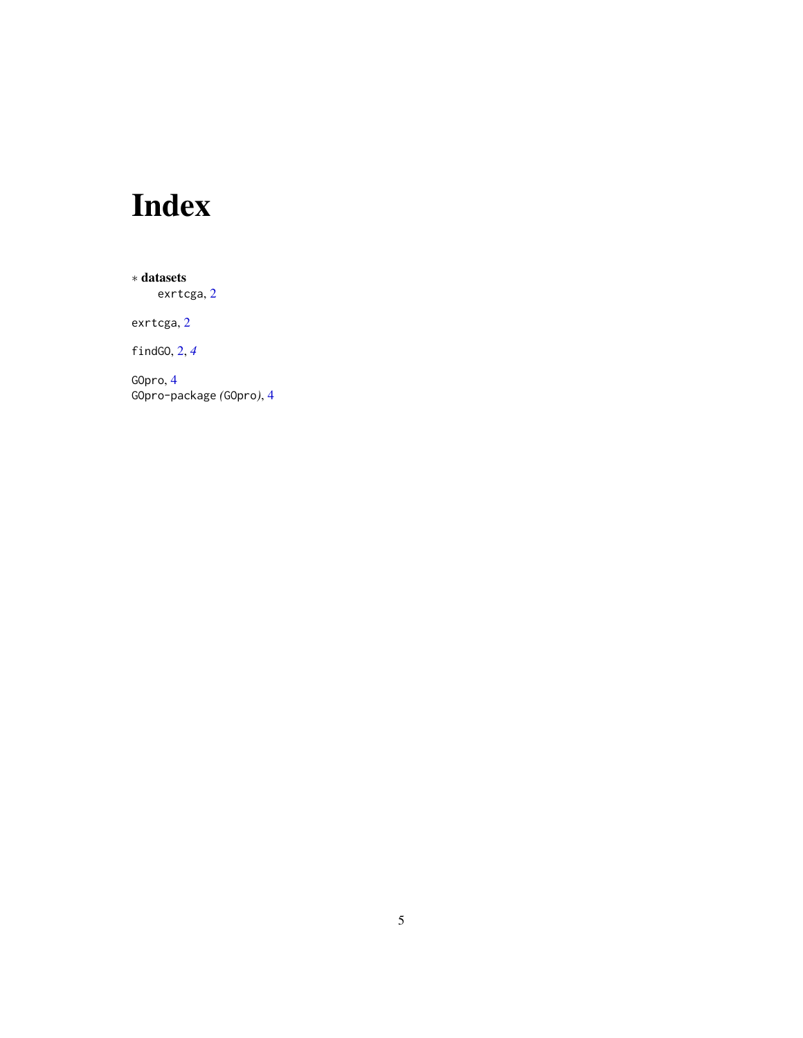# Index

* **datasets**
    exrtcga, 2

exrtcga, 2

findGO, 2, *4*

GOpro, 4
GOpro-package *(*GOpro*)*, 4